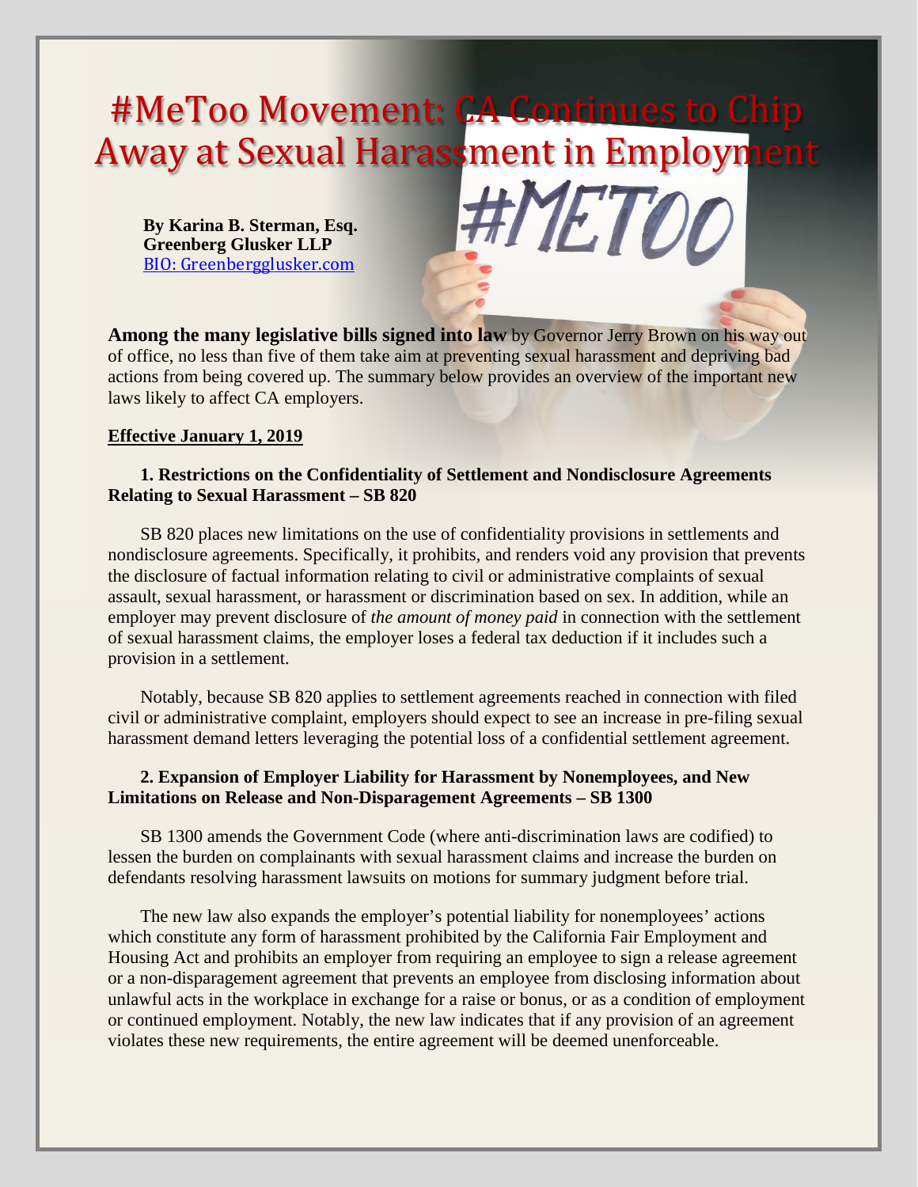# #MeToo Movement: CA Continues to Chip Away at Sexual Harassment in Employment

**By Karina B. Sterman, Esq.**
**Greenberg Glusker LLP**
[BIO: Greenbergglusker.com](BIO: Greenbergglusker.com)

**Among the many legislative bills signed into law** by Governor Jerry Brown on his way out of office, no less than five of them take aim at preventing sexual harassment and depriving bad actions from being covered up. The summary below provides an overview of the important new laws likely to affect CA employers.

**Effective January 1, 2019**

**1. Restrictions on the Confidentiality of Settlement and Nondisclosure Agreements Relating to Sexual Harassment – SB 820**

SB 820 places new limitations on the use of confidentiality provisions in settlements and nondisclosure agreements. Specifically, it prohibits, and renders void any provision that prevents the disclosure of factual information relating to civil or administrative complaints of sexual assault, sexual harassment, or harassment or discrimination based on sex. In addition, while an employer may prevent disclosure of *the amount of money paid* in connection with the settlement of sexual harassment claims, the employer loses a federal tax deduction if it includes such a provision in a settlement.

Notably, because SB 820 applies to settlement agreements reached in connection with filed civil or administrative complaint, employers should expect to see an increase in pre-filing sexual harassment demand letters leveraging the potential loss of a confidential settlement agreement.

**2. Expansion of Employer Liability for Harassment by Nonemployees, and New Limitations on Release and Non-Disparagement Agreements – SB 1300**

SB 1300 amends the Government Code (where anti-discrimination laws are codified) to lessen the burden on complainants with sexual harassment claims and increase the burden on defendants resolving harassment lawsuits on motions for summary judgment before trial.

The new law also expands the employer's potential liability for nonemployees' actions which constitute any form of harassment prohibited by the California Fair Employment and Housing Act and prohibits an employer from requiring an employee to sign a release agreement or a non-disparagement agreement that prevents an employee from disclosing information about unlawful acts in the workplace in exchange for a raise or bonus, or as a condition of employment or continued employment. Notably, the new law indicates that if any provision of an agreement violates these new requirements, the entire agreement will be deemed unenforceable.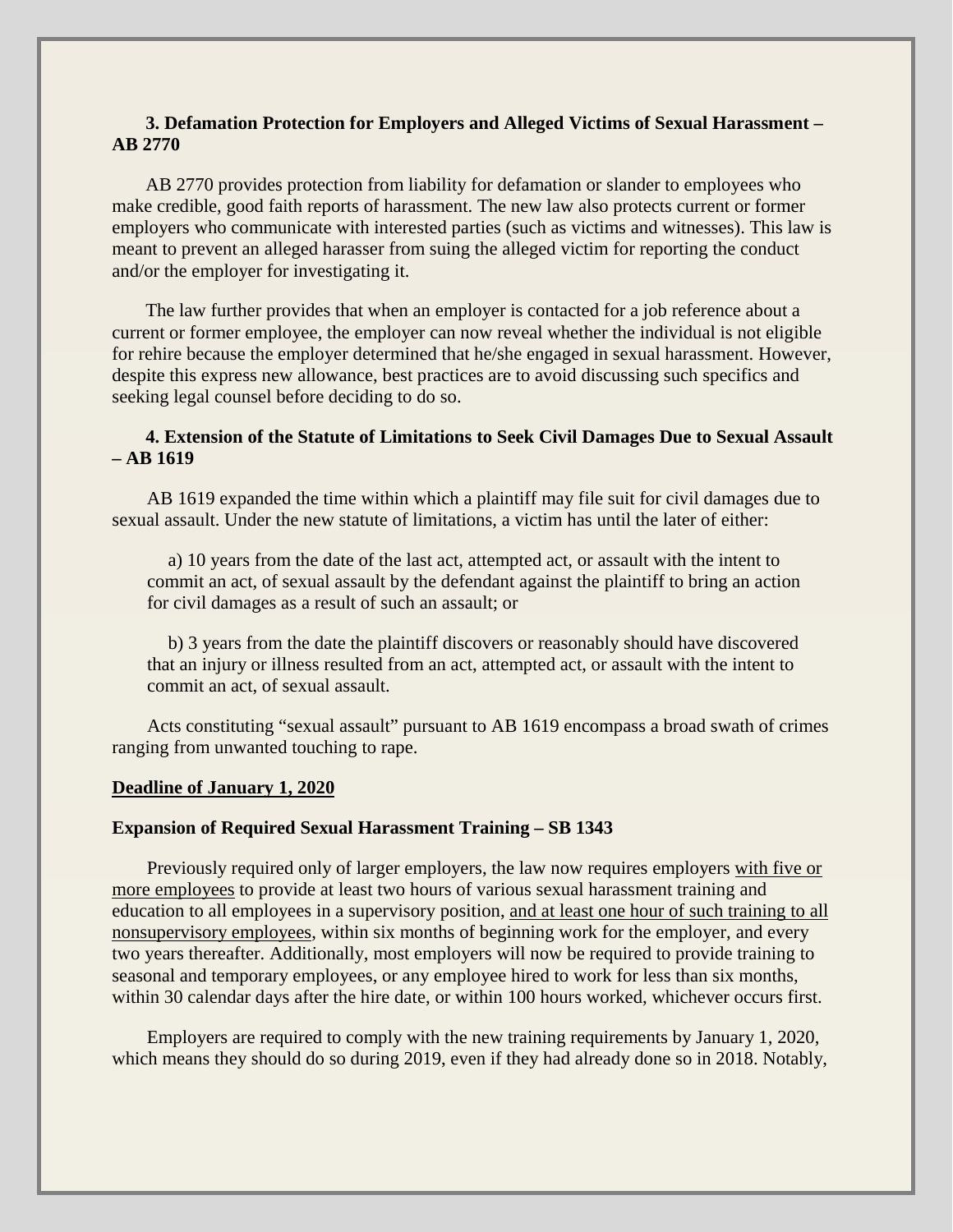### 3. Defamation Protection for Employers and Alleged Victims of Sexual Harassment – AB 2770

AB 2770 provides protection from liability for defamation or slander to employees who make credible, good faith reports of harassment. The new law also protects current or former employers who communicate with interested parties (such as victims and witnesses). This law is meant to prevent an alleged harasser from suing the alleged victim for reporting the conduct and/or the employer for investigating it.

The law further provides that when an employer is contacted for a job reference about a current or former employee, the employer can now reveal whether the individual is not eligible for rehire because the employer determined that he/she engaged in sexual harassment. However, despite this express new allowance, best practices are to avoid discussing such specifics and seeking legal counsel before deciding to do so.

### 4. Extension of the Statute of Limitations to Seek Civil Damages Due to Sexual Assault – AB 1619

AB 1619 expanded the time within which a plaintiff may file suit for civil damages due to sexual assault. Under the new statute of limitations, a victim has until the later of either:

a) 10 years from the date of the last act, attempted act, or assault with the intent to commit an act, of sexual assault by the defendant against the plaintiff to bring an action for civil damages as a result of such an assault; or

b) 3 years from the date the plaintiff discovers or reasonably should have discovered that an injury or illness resulted from an act, attempted act, or assault with the intent to commit an act, of sexual assault.

Acts constituting "sexual assault" pursuant to AB 1619 encompass a broad swath of crimes ranging from unwanted touching to rape.

## <u>Deadline of January 1, 2020</u>

### Expansion of Required Sexual Harassment Training – SB 1343

Previously required only of larger employers, the law now requires employers <u>with five or more employees</u> to provide at least two hours of various sexual harassment training and education to all employees in a supervisory position, <u>and at least one hour of such training to all nonsupervisory employees</u>, within six months of beginning work for the employer, and every two years thereafter. Additionally, most employers will now be required to provide training to seasonal and temporary employees, or any employee hired to work for less than six months, within 30 calendar days after the hire date, or within 100 hours worked, whichever occurs first.

Employers are required to comply with the new training requirements by January 1, 2020, which means they should do so during 2019, even if they had already done so in 2018. Notably,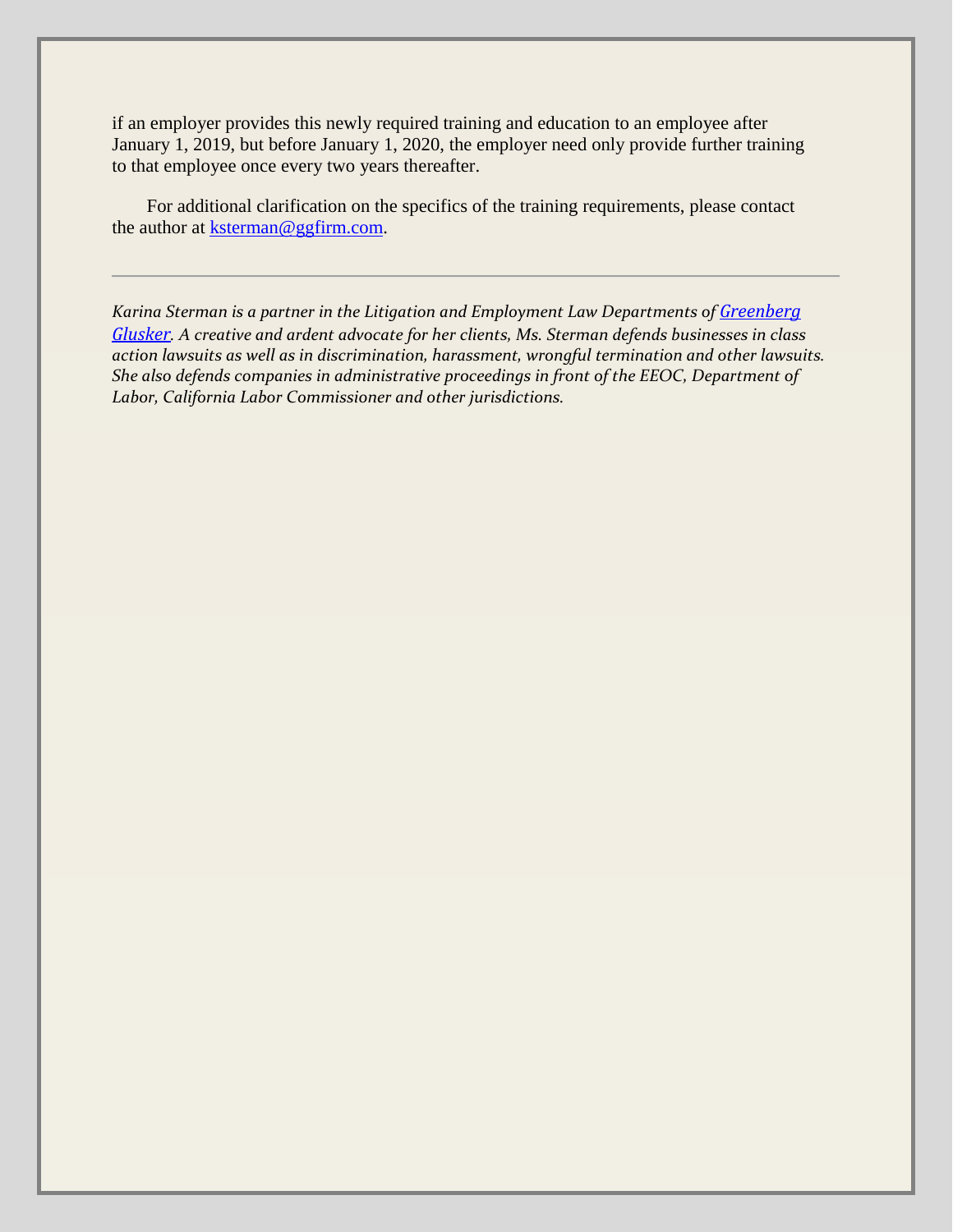if an employer provides this newly required training and education to an employee after January 1, 2019, but before January 1, 2020, the employer need only provide further training to that employee once every two years thereafter.

For additional clarification on the specifics of the training requirements, please contact the author at [ksterman@ggfirm.com](mailto:ksterman@ggfirm.com).

---

*Karina Sterman is a partner in the Litigation and Employment Law Departments of [Greenberg Glusker](). A creative and ardent advocate for her clients, Ms. Sterman defends businesses in class action lawsuits as well as in discrimination, harassment, wrongful termination and other lawsuits. She also defends companies in administrative proceedings in front of the EEOC, Department of Labor, California Labor Commissioner and other jurisdictions.*